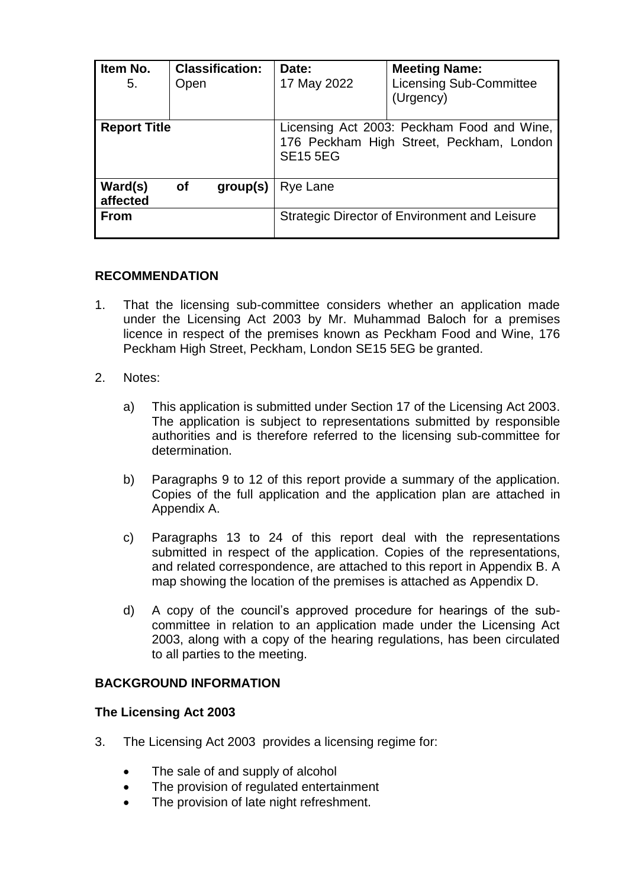| Item No. 5. | Classification: Open | Date: 17 May 2022 | Meeting Name: Licensing Sub-Committee (Urgency) |
|---|---|---|---|
| **Report Title** | | Licensing Act 2003: Peckham Food and Wine, 176 Peckham High Street, Peckham, London SE15 5EG | |
| **Ward(s) of group(s) affected** | | Rye Lane | |
| **From** | | Strategic Director of Environment and Leisure | |

## RECOMMENDATION

1. That the licensing sub-committee considers whether an application made under the Licensing Act 2003 by Mr. Muhammad Baloch for a premises licence in respect of the premises known as Peckham Food and Wine, 176 Peckham High Street, Peckham, London SE15 5EG be granted.

2. Notes:

   a) This application is submitted under Section 17 of the Licensing Act 2003. The application is subject to representations submitted by responsible authorities and is therefore referred to the licensing sub-committee for determination.

   b) Paragraphs 9 to 12 of this report provide a summary of the application. Copies of the full application and the application plan are attached in Appendix A.

   c) Paragraphs 13 to 24 of this report deal with the representations submitted in respect of the application. Copies of the representations, and related correspondence, are attached to this report in Appendix B. A map showing the location of the premises is attached as Appendix D.

   d) A copy of the council's approved procedure for hearings of the sub-committee in relation to an application made under the Licensing Act 2003, along with a copy of the hearing regulations, has been circulated to all parties to the meeting.

## BACKGROUND INFORMATION

### The Licensing Act 2003

3. The Licensing Act 2003 provides a licensing regime for:

   - The sale of and supply of alcohol
   - The provision of regulated entertainment
   - The provision of late night refreshment.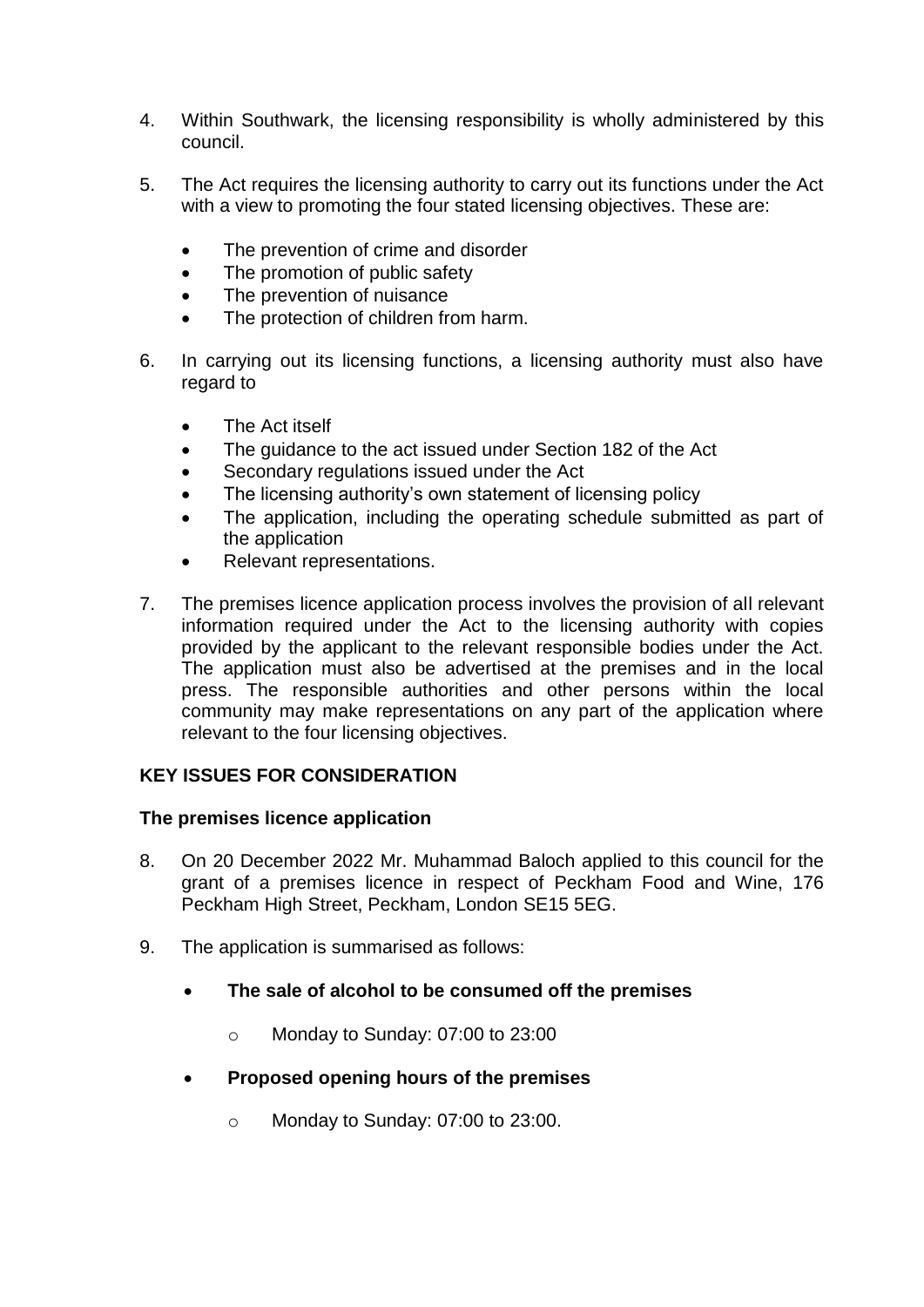4. Within Southwark, the licensing responsibility is wholly administered by this council.

5. The Act requires the licensing authority to carry out its functions under the Act with a view to promoting the four stated licensing objectives. These are:

   - The prevention of crime and disorder
   - The promotion of public safety
   - The prevention of nuisance
   - The protection of children from harm.

6. In carrying out its licensing functions, a licensing authority must also have regard to

   - The Act itself
   - The guidance to the act issued under Section 182 of the Act
   - Secondary regulations issued under the Act
   - The licensing authority's own statement of licensing policy
   - The application, including the operating schedule submitted as part of the application
   - Relevant representations.

7. The premises licence application process involves the provision of all relevant information required under the Act to the licensing authority with copies provided by the applicant to the relevant responsible bodies under the Act. The application must also be advertised at the premises and in the local press. The responsible authorities and other persons within the local community may make representations on any part of the application where relevant to the four licensing objectives.

**KEY ISSUES FOR CONSIDERATION**

**The premises licence application**

8. On 20 December 2022 Mr. Muhammad Baloch applied to this council for the grant of a premises licence in respect of Peckham Food and Wine, 176 Peckham High Street, Peckham, London SE15 5EG.

9. The application is summarised as follows:

   - **The sale of alcohol to be consumed off the premises**
     - Monday to Sunday: 07:00 to 23:00
   - **Proposed opening hours of the premises**
     - Monday to Sunday: 07:00 to 23:00.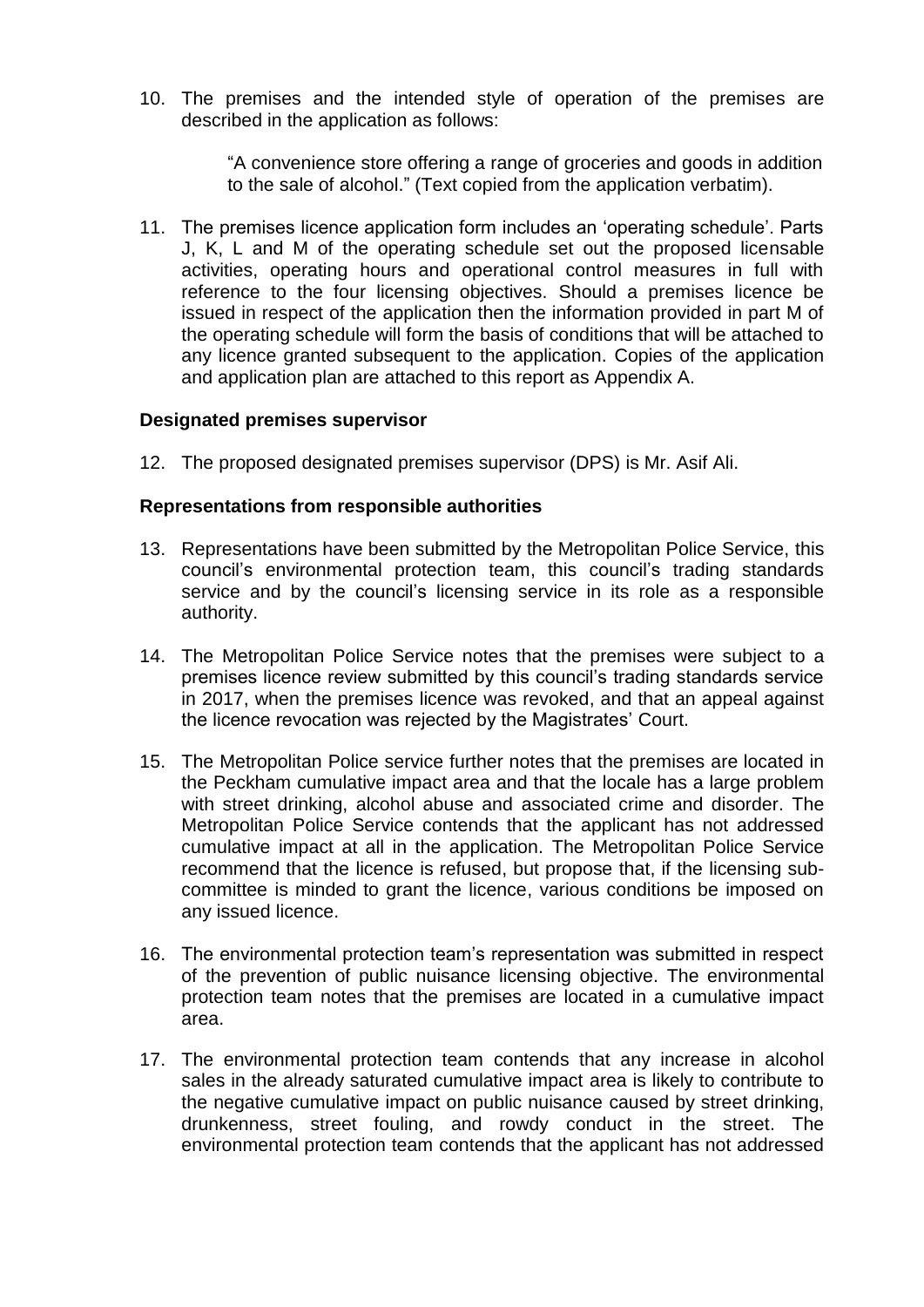10. The premises and the intended style of operation of the premises are described in the application as follows:

    "A convenience store offering a range of groceries and goods in addition to the sale of alcohol." (Text copied from the application verbatim).

11. The premises licence application form includes an 'operating schedule'. Parts J, K, L and M of the operating schedule set out the proposed licensable activities, operating hours and operational control measures in full with reference to the four licensing objectives. Should a premises licence be issued in respect of the application then the information provided in part M of the operating schedule will form the basis of conditions that will be attached to any licence granted subsequent to the application. Copies of the application and application plan are attached to this report as Appendix A.

**Designated premises supervisor**

12. The proposed designated premises supervisor (DPS) is Mr. Asif Ali.

**Representations from responsible authorities**

13. Representations have been submitted by the Metropolitan Police Service, this council's environmental protection team, this council's trading standards service and by the council's licensing service in its role as a responsible authority.

14. The Metropolitan Police Service notes that the premises were subject to a premises licence review submitted by this council's trading standards service in 2017, when the premises licence was revoked, and that an appeal against the licence revocation was rejected by the Magistrates' Court.

15. The Metropolitan Police service further notes that the premises are located in the Peckham cumulative impact area and that the locale has a large problem with street drinking, alcohol abuse and associated crime and disorder. The Metropolitan Police Service contends that the applicant has not addressed cumulative impact at all in the application. The Metropolitan Police Service recommend that the licence is refused, but propose that, if the licensing sub-committee is minded to grant the licence, various conditions be imposed on any issued licence.

16. The environmental protection team's representation was submitted in respect of the prevention of public nuisance licensing objective. The environmental protection team notes that the premises are located in a cumulative impact area.

17. The environmental protection team contends that any increase in alcohol sales in the already saturated cumulative impact area is likely to contribute to the negative cumulative impact on public nuisance caused by street drinking, drunkenness, street fouling, and rowdy conduct in the street. The environmental protection team contends that the applicant has not addressed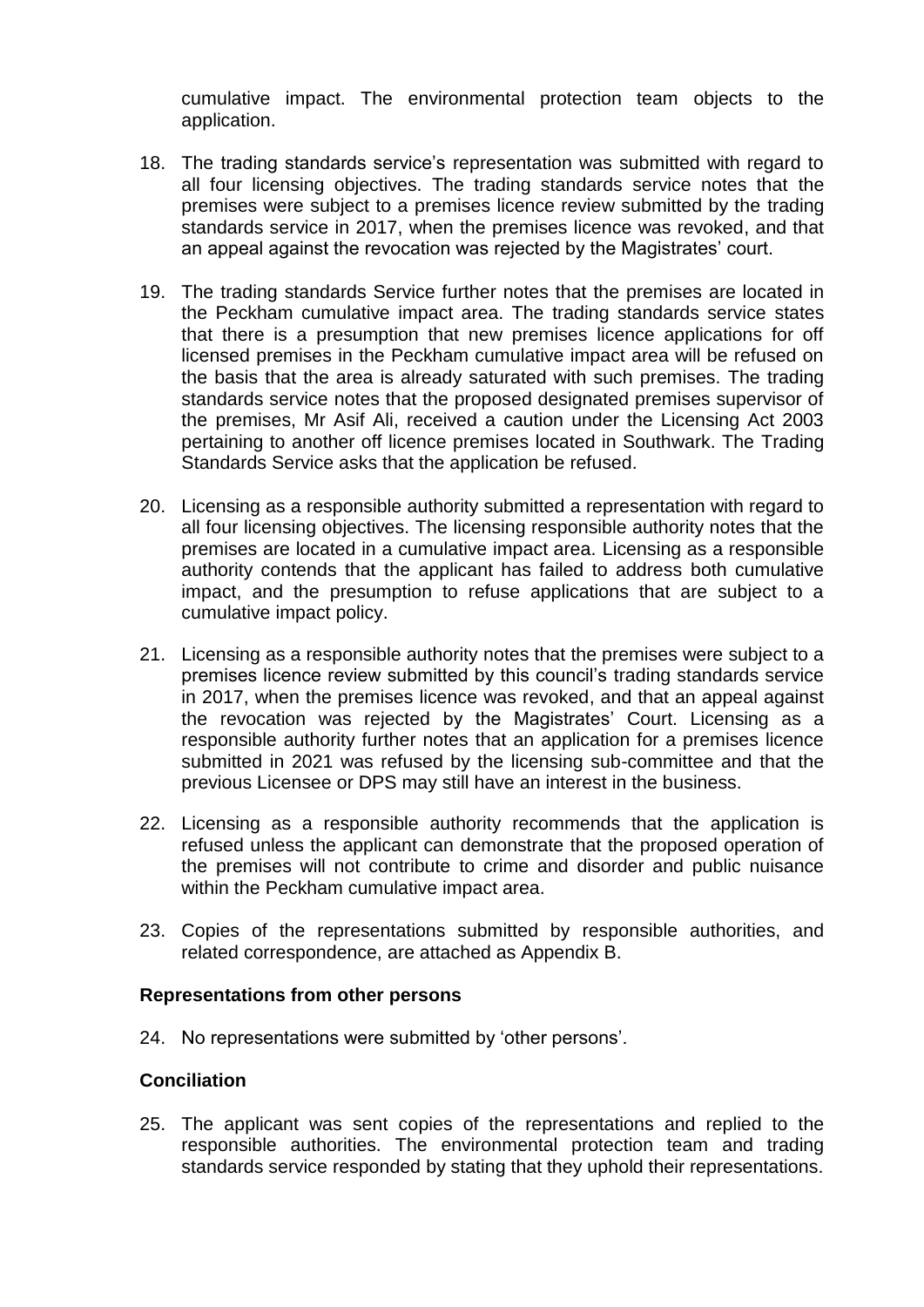cumulative impact. The environmental protection team objects to the application.

18. The trading standards service's representation was submitted with regard to all four licensing objectives. The trading standards service notes that the premises were subject to a premises licence review submitted by the trading standards service in 2017, when the premises licence was revoked, and that an appeal against the revocation was rejected by the Magistrates' court.

19. The trading standards Service further notes that the premises are located in the Peckham cumulative impact area. The trading standards service states that there is a presumption that new premises licence applications for off licensed premises in the Peckham cumulative impact area will be refused on the basis that the area is already saturated with such premises. The trading standards service notes that the proposed designated premises supervisor of the premises, Mr Asif Ali, received a caution under the Licensing Act 2003 pertaining to another off licence premises located in Southwark. The Trading Standards Service asks that the application be refused.

20. Licensing as a responsible authority submitted a representation with regard to all four licensing objectives. The licensing responsible authority notes that the premises are located in a cumulative impact area. Licensing as a responsible authority contends that the applicant has failed to address both cumulative impact, and the presumption to refuse applications that are subject to a cumulative impact policy.

21. Licensing as a responsible authority notes that the premises were subject to a premises licence review submitted by this council's trading standards service in 2017, when the premises licence was revoked, and that an appeal against the revocation was rejected by the Magistrates' Court. Licensing as a responsible authority further notes that an application for a premises licence submitted in 2021 was refused by the licensing sub-committee and that the previous Licensee or DPS may still have an interest in the business.

22. Licensing as a responsible authority recommends that the application is refused unless the applicant can demonstrate that the proposed operation of the premises will not contribute to crime and disorder and public nuisance within the Peckham cumulative impact area.

23. Copies of the representations submitted by responsible authorities, and related correspondence, are attached as Appendix B.

**Representations from other persons**

24. No representations were submitted by 'other persons'.

**Conciliation**

25. The applicant was sent copies of the representations and replied to the responsible authorities. The environmental protection team and trading standards service responded by stating that they uphold their representations.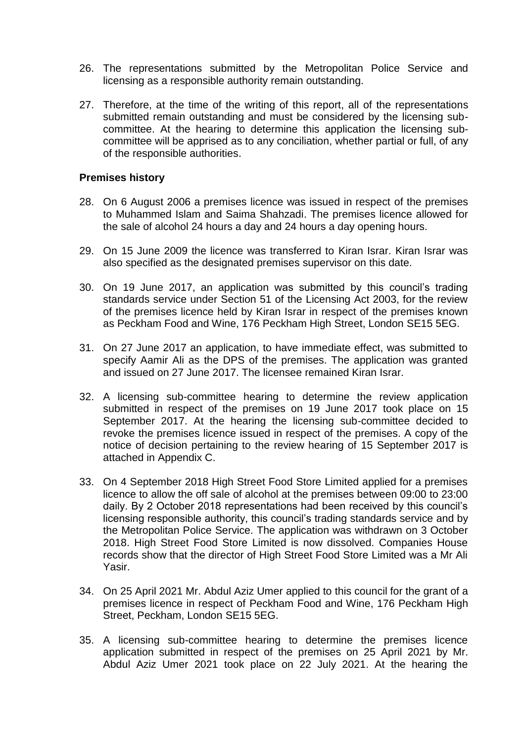26. The representations submitted by the Metropolitan Police Service and licensing as a responsible authority remain outstanding.

27. Therefore, at the time of the writing of this report, all of the representations submitted remain outstanding and must be considered by the licensing sub-committee. At the hearing to determine this application the licensing sub-committee will be apprised as to any conciliation, whether partial or full, of any of the responsible authorities.

**Premises history**

28. On 6 August 2006 a premises licence was issued in respect of the premises to Muhammed Islam and Saima Shahzadi. The premises licence allowed for the sale of alcohol 24 hours a day and 24 hours a day opening hours.

29. On 15 June 2009 the licence was transferred to Kiran Israr. Kiran Israr was also specified as the designated premises supervisor on this date.

30. On 19 June 2017, an application was submitted by this council's trading standards service under Section 51 of the Licensing Act 2003, for the review of the premises licence held by Kiran Israr in respect of the premises known as Peckham Food and Wine, 176 Peckham High Street, London SE15 5EG.

31. On 27 June 2017 an application, to have immediate effect, was submitted to specify Aamir Ali as the DPS of the premises. The application was granted and issued on 27 June 2017. The licensee remained Kiran Israr.

32. A licensing sub-committee hearing to determine the review application submitted in respect of the premises on 19 June 2017 took place on 15 September 2017. At the hearing the licensing sub-committee decided to revoke the premises licence issued in respect of the premises. A copy of the notice of decision pertaining to the review hearing of 15 September 2017 is attached in Appendix C.

33. On 4 September 2018 High Street Food Store Limited applied for a premises licence to allow the off sale of alcohol at the premises between 09:00 to 23:00 daily. By 2 October 2018 representations had been received by this council's licensing responsible authority, this council's trading standards service and by the Metropolitan Police Service. The application was withdrawn on 3 October 2018. High Street Food Store Limited is now dissolved. Companies House records show that the director of High Street Food Store Limited was a Mr Ali Yasir.

34. On 25 April 2021 Mr. Abdul Aziz Umer applied to this council for the grant of a premises licence in respect of Peckham Food and Wine, 176 Peckham High Street, Peckham, London SE15 5EG.

35. A licensing sub-committee hearing to determine the premises licence application submitted in respect of the premises on 25 April 2021 by Mr. Abdul Aziz Umer 2021 took place on 22 July 2021. At the hearing the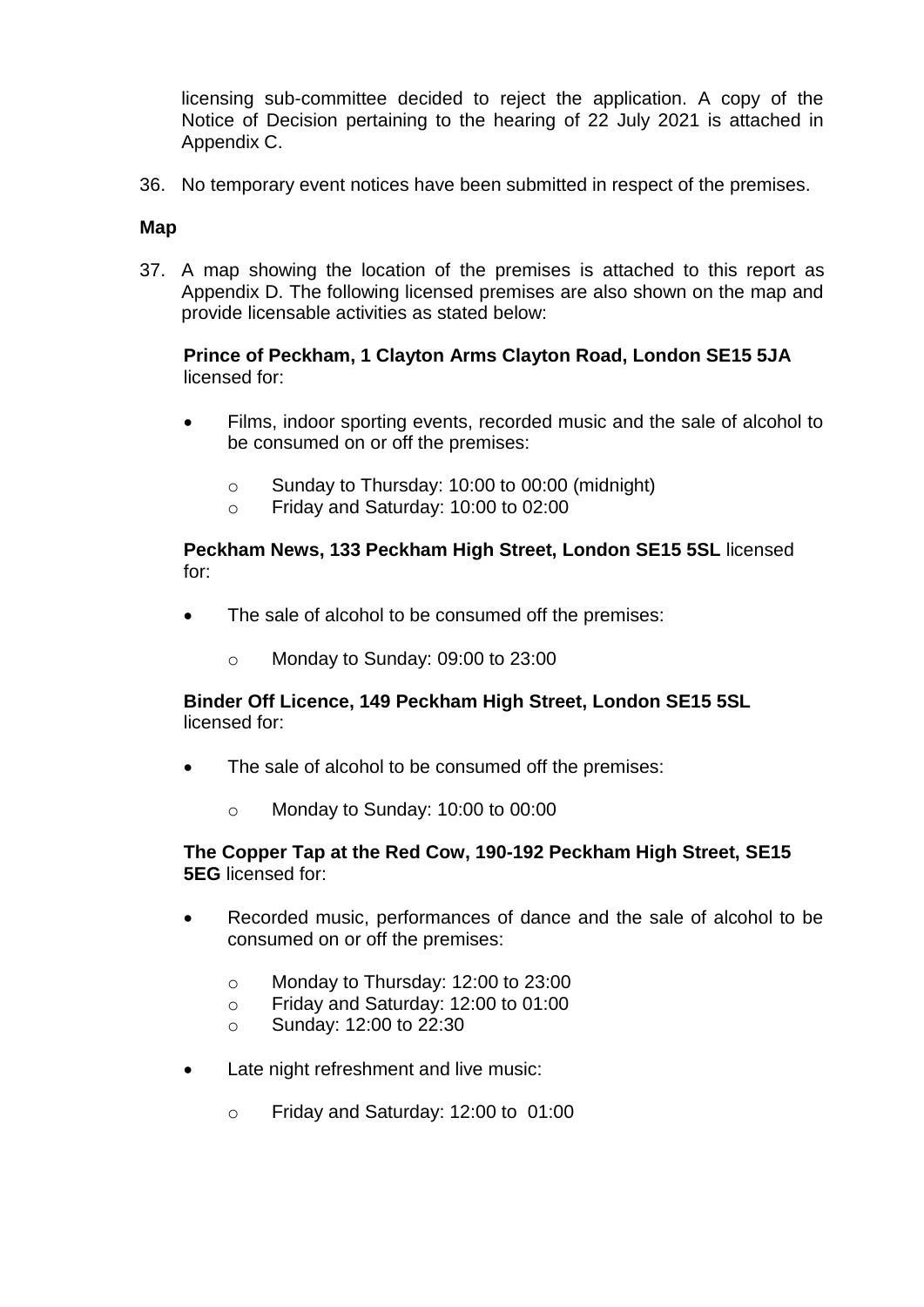licensing sub-committee decided to reject the application. A copy of the Notice of Decision pertaining to the hearing of 22 July 2021 is attached in Appendix C.

36. No temporary event notices have been submitted in respect of the premises.

**Map**

37. A map showing the location of the premises is attached to this report as Appendix D. The following licensed premises are also shown on the map and provide licensable activities as stated below:

**Prince of Peckham, 1 Clayton Arms Clayton Road, London SE15 5JA** licensed for:

- Films, indoor sporting events, recorded music and the sale of alcohol to be consumed on or off the premises:
    - Sunday to Thursday: 10:00 to 00:00 (midnight)
    - Friday and Saturday: 10:00 to 02:00

**Peckham News, 133 Peckham High Street, London SE15 5SL** licensed for:

- The sale of alcohol to be consumed off the premises:
    - Monday to Sunday: 09:00 to 23:00

**Binder Off Licence, 149 Peckham High Street, London SE15 5SL** licensed for:

- The sale of alcohol to be consumed off the premises:
    - Monday to Sunday: 10:00 to 00:00

**The Copper Tap at the Red Cow, 190-192 Peckham High Street, SE15 5EG** licensed for:

- Recorded music, performances of dance and the sale of alcohol to be consumed on or off the premises:
    - Monday to Thursday: 12:00 to 23:00
    - Friday and Saturday: 12:00 to 01:00
    - Sunday: 12:00 to 22:30
- Late night refreshment and live music:
    - Friday and Saturday: 12:00 to 01:00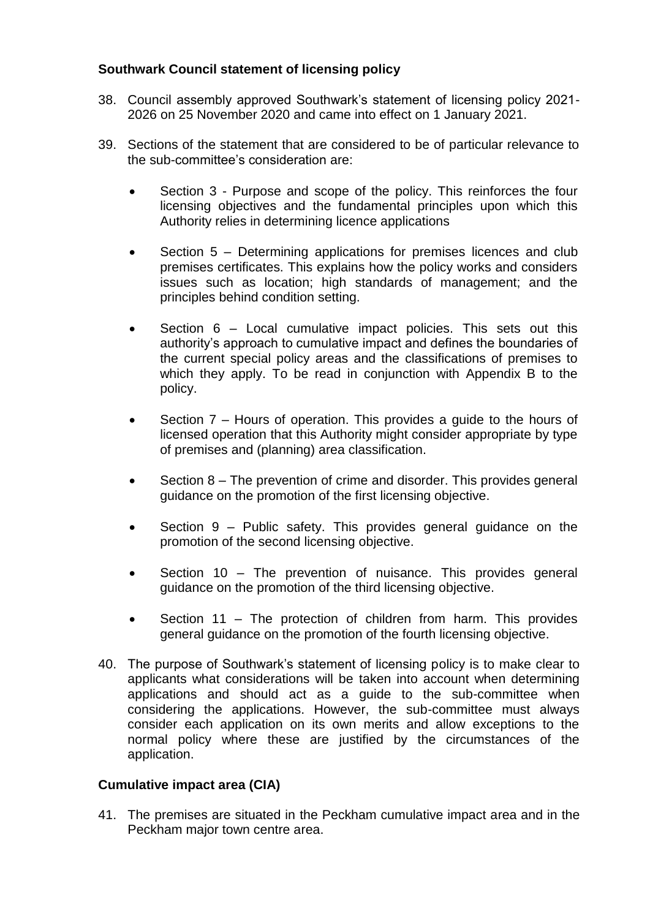### Southwark Council statement of licensing policy

38. Council assembly approved Southwark's statement of licensing policy 2021-2026 on 25 November 2020 and came into effect on 1 January 2021.

39. Sections of the statement that are considered to be of particular relevance to the sub-committee's consideration are:

    - Section 3 - Purpose and scope of the policy. This reinforces the four licensing objectives and the fundamental principles upon which this Authority relies in determining licence applications

    - Section 5 – Determining applications for premises licences and club premises certificates. This explains how the policy works and considers issues such as location; high standards of management; and the principles behind condition setting.

    - Section 6 – Local cumulative impact policies. This sets out this authority's approach to cumulative impact and defines the boundaries of the current special policy areas and the classifications of premises to which they apply. To be read in conjunction with Appendix B to the policy.

    - Section 7 – Hours of operation. This provides a guide to the hours of licensed operation that this Authority might consider appropriate by type of premises and (planning) area classification.

    - Section 8 – The prevention of crime and disorder. This provides general guidance on the promotion of the first licensing objective.

    - Section 9 – Public safety. This provides general guidance on the promotion of the second licensing objective.

    - Section 10 – The prevention of nuisance. This provides general guidance on the promotion of the third licensing objective.

    - Section 11 – The protection of children from harm. This provides general guidance on the promotion of the fourth licensing objective.

40. The purpose of Southwark's statement of licensing policy is to make clear to applicants what considerations will be taken into account when determining applications and should act as a guide to the sub-committee when considering the applications. However, the sub-committee must always consider each application on its own merits and allow exceptions to the normal policy where these are justified by the circumstances of the application.

### Cumulative impact area (CIA)

41. The premises are situated in the Peckham cumulative impact area and in the Peckham major town centre area.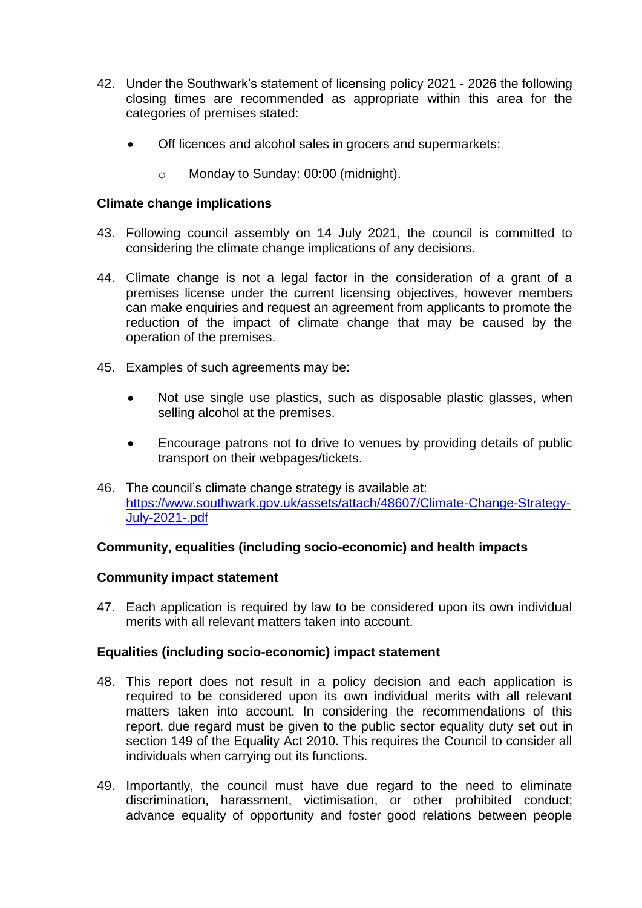42. Under the Southwark's statement of licensing policy 2021 - 2026 the following closing times are recommended as appropriate within this area for the categories of premises stated:

    - Off licences and alcohol sales in grocers and supermarkets:

        - Monday to Sunday: 00:00 (midnight).

**Climate change implications**

43. Following council assembly on 14 July 2021, the council is committed to considering the climate change implications of any decisions.

44. Climate change is not a legal factor in the consideration of a grant of a premises license under the current licensing objectives, however members can make enquiries and request an agreement from applicants to promote the reduction of the impact of climate change that may be caused by the operation of the premises.

45. Examples of such agreements may be:

    - Not use single use plastics, such as disposable plastic glasses, when selling alcohol at the premises.

    - Encourage patrons not to drive to venues by providing details of public transport on their webpages/tickets.

46. The council's climate change strategy is available at: [https://www.southwark.gov.uk/assets/attach/48607/Climate-Change-Strategy-July-2021-.pdf](https://www.southwark.gov.uk/assets/attach/48607/Climate-Change-Strategy-July-2021-.pdf)

**Community, equalities (including socio-economic) and health impacts**

**Community impact statement**

47. Each application is required by law to be considered upon its own individual merits with all relevant matters taken into account.

**Equalities (including socio-economic) impact statement**

48. This report does not result in a policy decision and each application is required to be considered upon its own individual merits with all relevant matters taken into account. In considering the recommendations of this report, due regard must be given to the public sector equality duty set out in section 149 of the Equality Act 2010. This requires the Council to consider all individuals when carrying out its functions.

49. Importantly, the council must have due regard to the need to eliminate discrimination, harassment, victimisation, or other prohibited conduct; advance equality of opportunity and foster good relations between people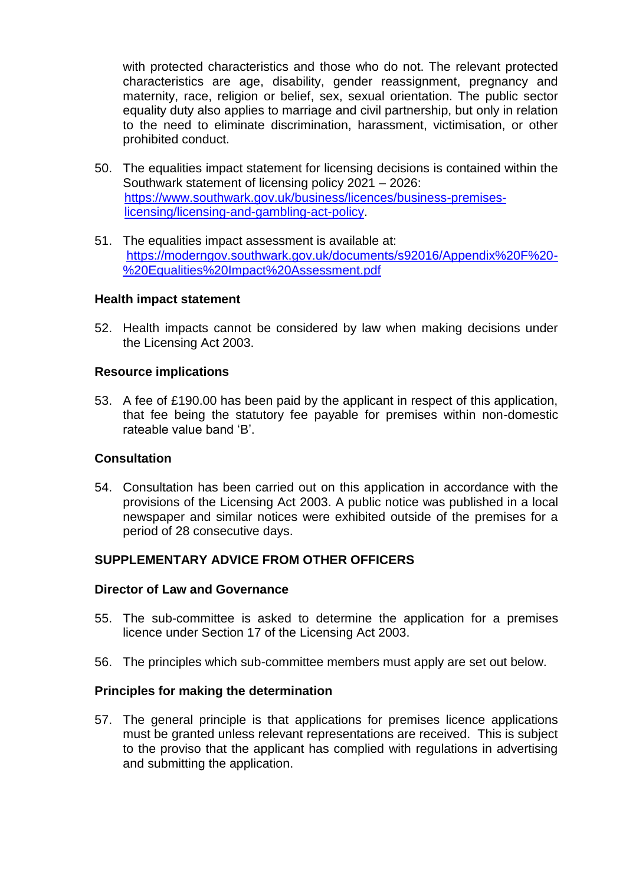with protected characteristics and those who do not. The relevant protected characteristics are age, disability, gender reassignment, pregnancy and maternity, race, religion or belief, sex, sexual orientation. The public sector equality duty also applies to marriage and civil partnership, but only in relation to the need to eliminate discrimination, harassment, victimisation, or other prohibited conduct.

50. The equalities impact statement for licensing decisions is contained within the Southwark statement of licensing policy 2021 – 2026: [https://www.southwark.gov.uk/business/licences/business-premises-licensing/licensing-and-gambling-act-policy](https://www.southwark.gov.uk/business/licences/business-premises-licensing/licensing-and-gambling-act-policy).

51. The equalities impact assessment is available at: [https://moderngov.southwark.gov.uk/documents/s92016/Appendix%20F%20-%20Equalities%20Impact%20Assessment.pdf](https://moderngov.southwark.gov.uk/documents/s92016/Appendix%20F%20-%20Equalities%20Impact%20Assessment.pdf)

### Health impact statement

52. Health impacts cannot be considered by law when making decisions under the Licensing Act 2003.

### Resource implications

53. A fee of £190.00 has been paid by the applicant in respect of this application, that fee being the statutory fee payable for premises within non-domestic rateable value band 'B'.

### Consultation

54. Consultation has been carried out on this application in accordance with the provisions of the Licensing Act 2003. A public notice was published in a local newspaper and similar notices were exhibited outside of the premises for a period of 28 consecutive days.

## SUPPLEMENTARY ADVICE FROM OTHER OFFICERS

### Director of Law and Governance

55. The sub-committee is asked to determine the application for a premises licence under Section 17 of the Licensing Act 2003.

56. The principles which sub-committee members must apply are set out below.

### Principles for making the determination

57. The general principle is that applications for premises licence applications must be granted unless relevant representations are received. This is subject to the proviso that the applicant has complied with regulations in advertising and submitting the application.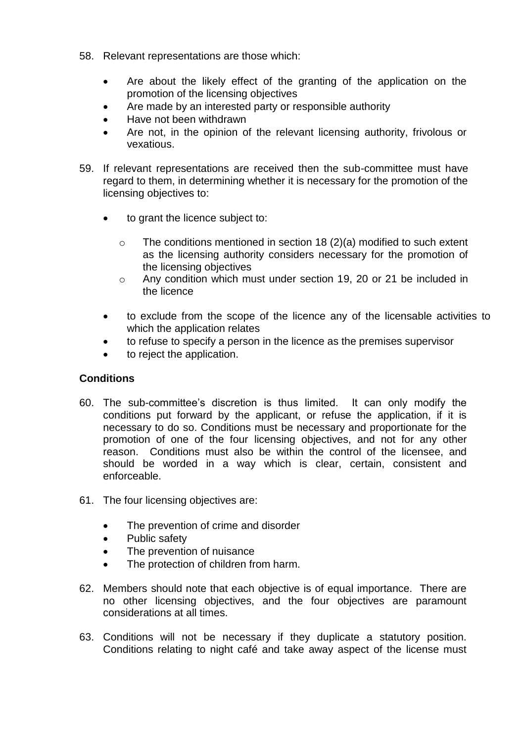58. Relevant representations are those which:

    - Are about the likely effect of the granting of the application on the promotion of the licensing objectives
    - Are made by an interested party or responsible authority
    - Have not been withdrawn
    - Are not, in the opinion of the relevant licensing authority, frivolous or vexatious.

59. If relevant representations are received then the sub-committee must have regard to them, in determining whether it is necessary for the promotion of the licensing objectives to:

    - to grant the licence subject to:
        - The conditions mentioned in section 18 (2)(a) modified to such extent as the licensing authority considers necessary for the promotion of the licensing objectives
        - Any condition which must under section 19, 20 or 21 be included in the licence
    - to exclude from the scope of the licence any of the licensable activities to which the application relates
    - to refuse to specify a person in the licence as the premises supervisor
    - to reject the application.

**Conditions**

60. The sub-committee's discretion is thus limited. It can only modify the conditions put forward by the applicant, or refuse the application, if it is necessary to do so. Conditions must be necessary and proportionate for the promotion of one of the four licensing objectives, and not for any other reason. Conditions must also be within the control of the licensee, and should be worded in a way which is clear, certain, consistent and enforceable.

61. The four licensing objectives are:

    - The prevention of crime and disorder
    - Public safety
    - The prevention of nuisance
    - The protection of children from harm.

62. Members should note that each objective is of equal importance. There are no other licensing objectives, and the four objectives are paramount considerations at all times.

63. Conditions will not be necessary if they duplicate a statutory position. Conditions relating to night café and take away aspect of the license must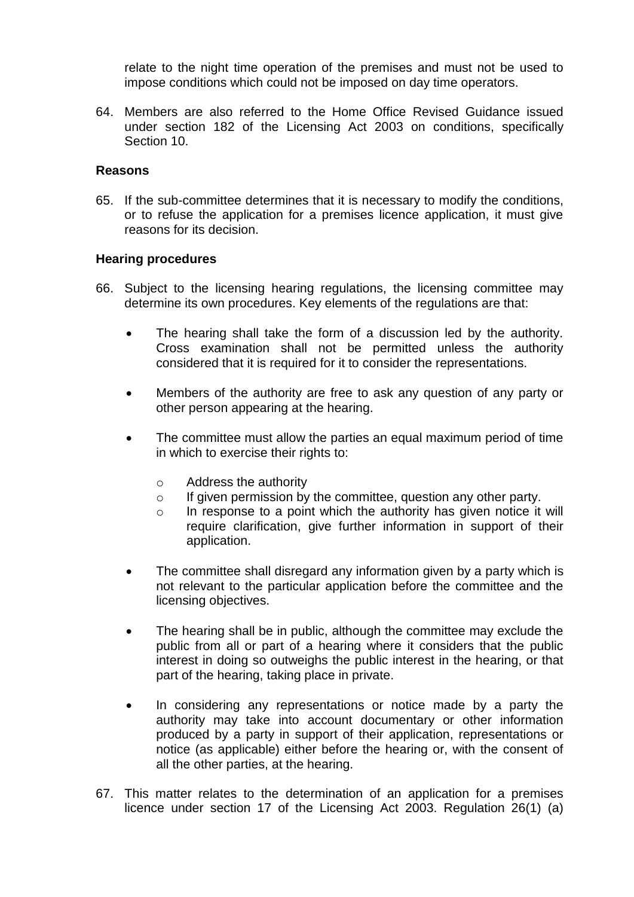relate to the night time operation of the premises and must not be used to impose conditions which could not be imposed on day time operators.

64. Members are also referred to the Home Office Revised Guidance issued under section 182 of the Licensing Act 2003 on conditions, specifically Section 10.

**Reasons**

65. If the sub-committee determines that it is necessary to modify the conditions, or to refuse the application for a premises licence application, it must give reasons for its decision.

**Hearing procedures**

66. Subject to the licensing hearing regulations, the licensing committee may determine its own procedures. Key elements of the regulations are that:

    - The hearing shall take the form of a discussion led by the authority. Cross examination shall not be permitted unless the authority considered that it is required for it to consider the representations.

    - Members of the authority are free to ask any question of any party or other person appearing at the hearing.

    - The committee must allow the parties an equal maximum period of time in which to exercise their rights to:

        - Address the authority
        - If given permission by the committee, question any other party.
        - In response to a point which the authority has given notice it will require clarification, give further information in support of their application.

    - The committee shall disregard any information given by a party which is not relevant to the particular application before the committee and the licensing objectives.

    - The hearing shall be in public, although the committee may exclude the public from all or part of a hearing where it considers that the public interest in doing so outweighs the public interest in the hearing, or that part of the hearing, taking place in private.

    - In considering any representations or notice made by a party the authority may take into account documentary or other information produced by a party in support of their application, representations or notice (as applicable) either before the hearing or, with the consent of all the other parties, at the hearing.

67. This matter relates to the determination of an application for a premises licence under section 17 of the Licensing Act 2003. Regulation 26(1) (a)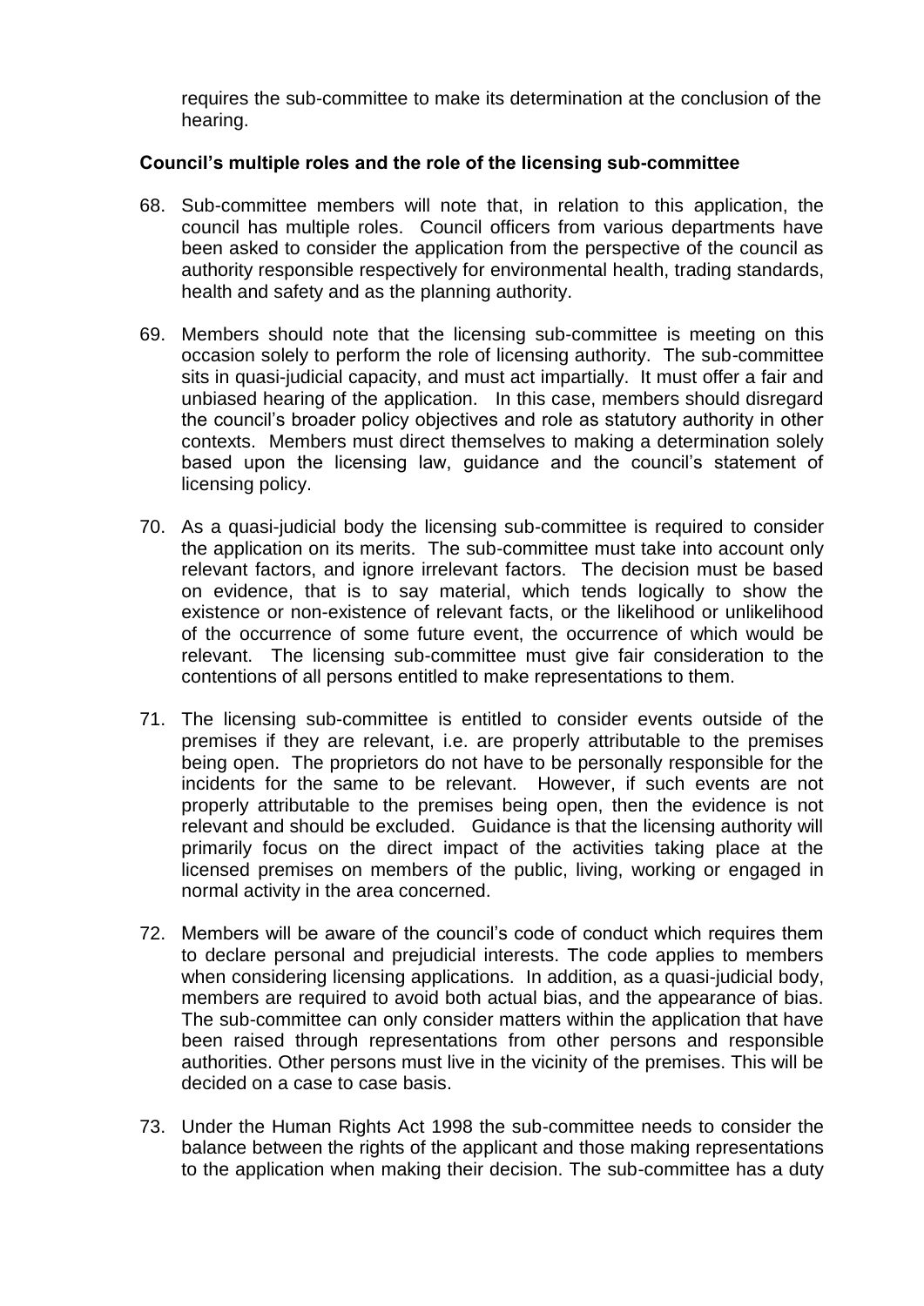requires the sub-committee to make its determination at the conclusion of the hearing.

**Council's multiple roles and the role of the licensing sub-committee**

68. Sub-committee members will note that, in relation to this application, the council has multiple roles. Council officers from various departments have been asked to consider the application from the perspective of the council as authority responsible respectively for environmental health, trading standards, health and safety and as the planning authority.

69. Members should note that the licensing sub-committee is meeting on this occasion solely to perform the role of licensing authority. The sub-committee sits in quasi-judicial capacity, and must act impartially. It must offer a fair and unbiased hearing of the application. In this case, members should disregard the council's broader policy objectives and role as statutory authority in other contexts. Members must direct themselves to making a determination solely based upon the licensing law, guidance and the council's statement of licensing policy.

70. As a quasi-judicial body the licensing sub-committee is required to consider the application on its merits. The sub-committee must take into account only relevant factors, and ignore irrelevant factors. The decision must be based on evidence, that is to say material, which tends logically to show the existence or non-existence of relevant facts, or the likelihood or unlikelihood of the occurrence of some future event, the occurrence of which would be relevant. The licensing sub-committee must give fair consideration to the contentions of all persons entitled to make representations to them.

71. The licensing sub-committee is entitled to consider events outside of the premises if they are relevant, i.e. are properly attributable to the premises being open. The proprietors do not have to be personally responsible for the incidents for the same to be relevant. However, if such events are not properly attributable to the premises being open, then the evidence is not relevant and should be excluded. Guidance is that the licensing authority will primarily focus on the direct impact of the activities taking place at the licensed premises on members of the public, living, working or engaged in normal activity in the area concerned.

72. Members will be aware of the council's code of conduct which requires them to declare personal and prejudicial interests. The code applies to members when considering licensing applications. In addition, as a quasi-judicial body, members are required to avoid both actual bias, and the appearance of bias. The sub-committee can only consider matters within the application that have been raised through representations from other persons and responsible authorities. Other persons must live in the vicinity of the premises. This will be decided on a case to case basis.

73. Under the Human Rights Act 1998 the sub-committee needs to consider the balance between the rights of the applicant and those making representations to the application when making their decision. The sub-committee has a duty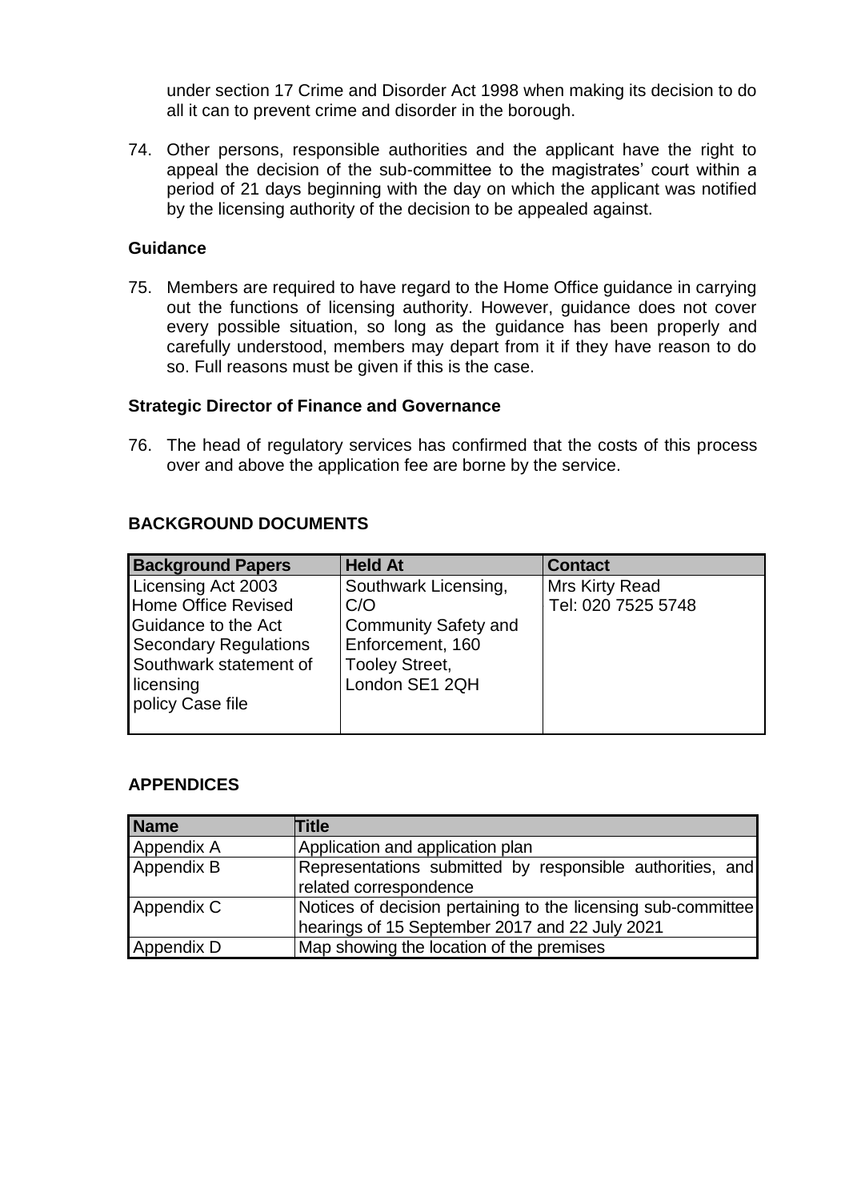under section 17 Crime and Disorder Act 1998 when making its decision to do all it can to prevent crime and disorder in the borough.

74. Other persons, responsible authorities and the applicant have the right to appeal the decision of the sub-committee to the magistrates' court within a period of 21 days beginning with the day on which the applicant was notified by the licensing authority of the decision to be appealed against.

### Guidance

75. Members are required to have regard to the Home Office guidance in carrying out the functions of licensing authority. However, guidance does not cover every possible situation, so long as the guidance has been properly and carefully understood, members may depart from it if they have reason to do so. Full reasons must be given if this is the case.

### Strategic Director of Finance and Governance

76. The head of regulatory services has confirmed that the costs of this process over and above the application fee are borne by the service.

## BACKGROUND DOCUMENTS

| Background Papers | Held At | Contact |
| --- | --- | --- |
| Licensing Act 2003<br>Home Office Revised Guidance to the Act<br>Secondary Regulations<br>Southwark statement of licensing policy Case file | Southwark Licensing, C/O Community Safety and Enforcement, 160 Tooley Street, London SE1 2QH | Mrs Kirty Read<br>Tel: 020 7525 5748 |

## APPENDICES

| Name | Title |
| --- | --- |
| Appendix A | Application and application plan |
| Appendix B | Representations submitted by responsible authorities, and related correspondence |
| Appendix C | Notices of decision pertaining to the licensing sub-committee hearings of 15 September 2017 and 22 July 2021 |
| Appendix D | Map showing the location of the premises |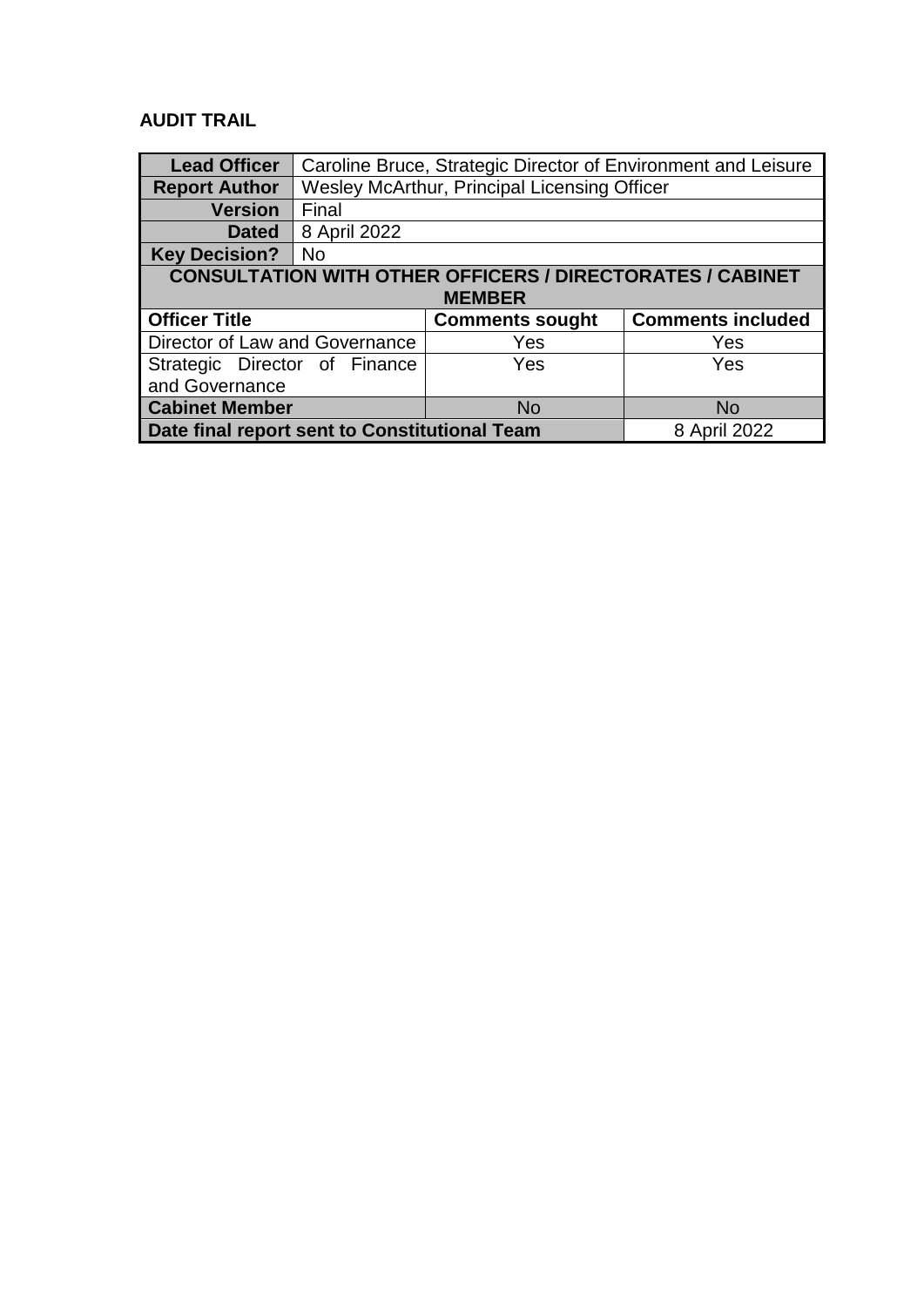**AUDIT TRAIL**

| | | | |
|---|---|---|---|
| **Lead Officer** | Caroline Bruce, Strategic Director of Environment and Leisure | | |
| **Report Author** | Wesley McArthur, Principal Licensing Officer | | |
| **Version** | Final | | |
| **Dated** | 8 April 2022 | | |
| **Key Decision?** | No | | |
| **CONSULTATION WITH OTHER OFFICERS / DIRECTORATES / CABINET MEMBER** | | | |
| **Officer Title** | | **Comments sought** | **Comments included** |
| Director of Law and Governance | | Yes | Yes |
| Strategic Director of Finance and Governance | | Yes | Yes |
| **Cabinet Member** | | No | No |
| **Date final report sent to Constitutional Team** | | | 8 April 2022 |